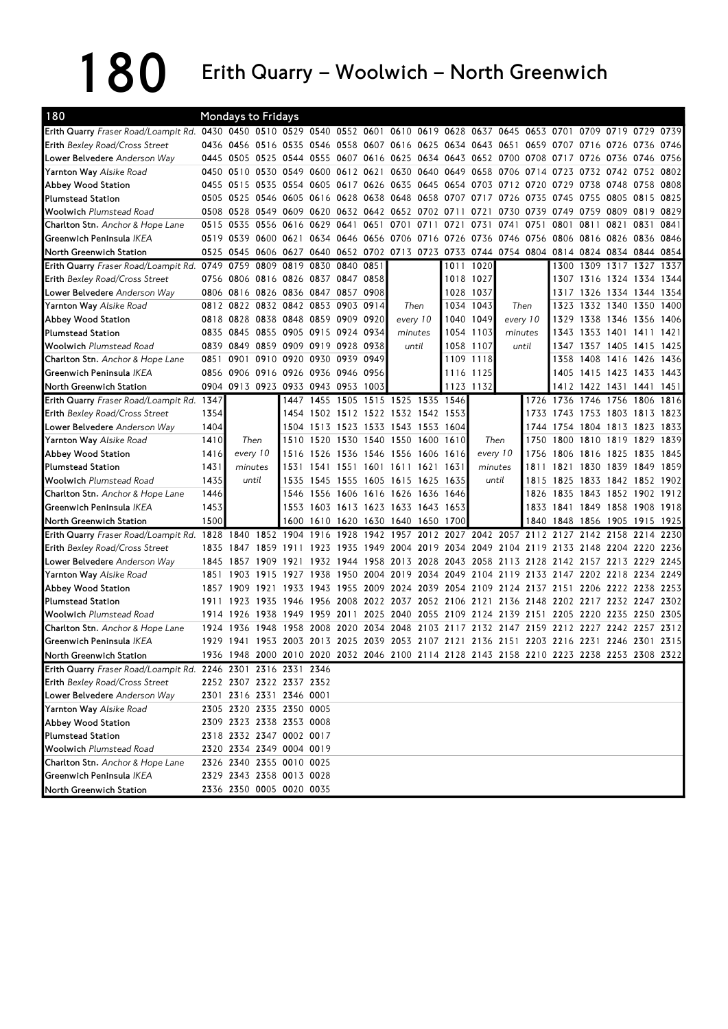# 180 Erith Quarry – Woolwich – North Greenwich

| 180 | Mondays to Fridays | | | | | | | | | | | | | | | | | |
|---|---|---|---|---|---|---|---|---|---|---|---|---|---|---|---|---|---|---|
| **Erith Quarry** *Fraser Road/Loampit Rd.* | 0430 | 0450 | 0510 | 0529 | 0540 | 0552 | 0601 | 0610 | 0619 | 0628 | 0637 | 0645 | 0653 | 0701 | 0709 | 0719 | 0729 | 0739 |
| **Erith** *Bexley Road/Cross Street* | 0436 | 0456 | 0516 | 0535 | 0546 | 0558 | 0607 | 0616 | 0625 | 0634 | 0643 | 0651 | 0659 | 0707 | 0716 | 0726 | 0736 | 0746 |
| **Lower Belvedere** *Anderson Way* | 0445 | 0505 | 0525 | 0544 | 0555 | 0607 | 0616 | 0625 | 0634 | 0643 | 0652 | 0700 | 0708 | 0717 | 0726 | 0736 | 0746 | 0756 |
| **Yarnton Way** *Alsike Road* | 0450 | 0510 | 0530 | 0549 | 0600 | 0612 | 0621 | 0630 | 0640 | 0649 | 0658 | 0706 | 0714 | 0723 | 0732 | 0742 | 0752 | 0802 |
| **Abbey Wood Station** | 0455 | 0515 | 0535 | 0554 | 0605 | 0617 | 0626 | 0635 | 0645 | 0654 | 0703 | 0712 | 0720 | 0729 | 0738 | 0748 | 0758 | 0808 |
| **Plumstead Station** | 0505 | 0525 | 0546 | 0605 | 0616 | 0628 | 0638 | 0648 | 0658 | 0707 | 0717 | 0726 | 0735 | 0745 | 0755 | 0805 | 0815 | 0825 |
| **Woolwich** *Plumstead Road* | 0508 | 0528 | 0549 | 0609 | 0620 | 0632 | 0642 | 0652 | 0702 | 0711 | 0721 | 0730 | 0739 | 0749 | 0759 | 0809 | 0819 | 0829 |
| **Charlton Stn.** *Anchor & Hope Lane* | 0515 | 0535 | 0556 | 0616 | 0629 | 0641 | 0651 | 0701 | 0711 | 0721 | 0731 | 0741 | 0751 | 0801 | 0811 | 0821 | 0831 | 0841 |
| **Greenwich Peninsula** *IKEA* | 0519 | 0539 | 0600 | 0621 | 0634 | 0646 | 0656 | 0706 | 0716 | 0726 | 0736 | 0746 | 0756 | 0806 | 0816 | 0826 | 0836 | 0846 |
| **North Greenwich Station** | 0525 | 0545 | 0606 | 0627 | 0640 | 0652 | 0702 | 0713 | 0723 | 0733 | 0744 | 0754 | 0804 | 0814 | 0824 | 0834 | 0844 | 0854 |
| **Erith Quarry** *Fraser Road/Loampit Rd.* | 0749 | 0759 | 0809 | 0819 | 0830 | 0840 | 0851 | | | 1011 | 1020 | | | 1300 | 1309 | 1317 | 1327 | 1337 |
| **Erith** *Bexley Road/Cross Street* | 0756 | 0806 | 0816 | 0826 | 0837 | 0847 | 0858 | | | 1018 | 1027 | | | 1307 | 1316 | 1324 | 1334 | 1344 |
| **Lower Belvedere** *Anderson Way* | 0806 | 0816 | 0826 | 0836 | 0847 | 0857 | 0908 | | | 1028 | 1037 | | | 1317 | 1326 | 1334 | 1344 | 1354 |
| **Yarnton Way** *Alsike Road* | 0812 | 0822 | 0832 | 0842 | 0853 | 0903 | 0914 | *Then* | | 1034 | 1043 | *Then* | | 1323 | 1332 | 1340 | 1350 | 1400 |
| **Abbey Wood Station** | 0818 | 0828 | 0838 | 0848 | 0859 | 0909 | 0920 | *every 10* | | 1040 | 1049 | *every 10* | | 1329 | 1338 | 1346 | 1356 | 1406 |
| **Plumstead Station** | 0835 | 0845 | 0855 | 0905 | 0915 | 0924 | 0934 | *minutes* | | 1054 | 1103 | *minutes* | | 1343 | 1353 | 1401 | 1411 | 1421 |
| **Woolwich** *Plumstead Road* | 0839 | 0849 | 0859 | 0909 | 0919 | 0928 | 0938 | *until* | | 1058 | 1107 | *until* | | 1347 | 1357 | 1405 | 1415 | 1425 |
| **Charlton Stn.** *Anchor & Hope Lane* | 0851 | 0901 | 0910 | 0920 | 0930 | 0939 | 0949 | | | 1109 | 1118 | | | 1358 | 1408 | 1416 | 1426 | 1436 |
| **Greenwich Peninsula** *IKEA* | 0856 | 0906 | 0916 | 0926 | 0936 | 0946 | 0956 | | | 1116 | 1125 | | | 1405 | 1415 | 1423 | 1433 | 1443 |
| **North Greenwich Station** | 0904 | 0913 | 0923 | 0933 | 0943 | 0953 | 1003 | | | 1123 | 1132 | | | 1412 | 1422 | 1431 | 1441 | 1451 |
| **Erith Quarry** *Fraser Road/Loampit Rd.* | 1347 | | | 1447 | 1455 | 1505 | 1515 | 1525 | 1535 | 1546 | | | 1726 | 1736 | 1746 | 1756 | 1806 | 1816 |
| **Erith** *Bexley Road/Cross Street* | 1354 | | | 1454 | 1502 | 1512 | 1522 | 1532 | 1542 | 1553 | | | 1733 | 1743 | 1753 | 1803 | 1813 | 1823 |
| **Lower Belvedere** *Anderson Way* | 1404 | | | 1504 | 1513 | 1523 | 1533 | 1543 | 1553 | 1604 | | | 1744 | 1754 | 1804 | 1813 | 1823 | 1833 |
| **Yarnton Way** *Alsike Road* | 1410 | *Then* | | 1510 | 1520 | 1530 | 1540 | 1550 | 1600 | 1610 | *Then* | | 1750 | 1800 | 1810 | 1819 | 1829 | 1839 |
| **Abbey Wood Station** | 1416 | *every 10* | | 1516 | 1526 | 1536 | 1546 | 1556 | 1606 | 1616 | *every 10* | | 1756 | 1806 | 1816 | 1825 | 1835 | 1845 |
| **Plumstead Station** | 1431 | *minutes* | | 1531 | 1541 | 1551 | 1601 | 1611 | 1621 | 1631 | *minutes* | | 1811 | 1821 | 1830 | 1839 | 1849 | 1859 |
| **Woolwich** *Plumstead Road* | 1435 | *until* | | 1535 | 1545 | 1555 | 1605 | 1615 | 1625 | 1635 | *until* | | 1815 | 1825 | 1833 | 1842 | 1852 | 1902 |
| **Charlton Stn.** *Anchor & Hope Lane* | 1446 | | | 1546 | 1556 | 1606 | 1616 | 1626 | 1636 | 1646 | | | 1826 | 1835 | 1843 | 1852 | 1902 | 1912 |
| **Greenwich Peninsula** *IKEA* | 1453 | | | 1553 | 1603 | 1613 | 1623 | 1633 | 1643 | 1653 | | | 1833 | 1841 | 1849 | 1858 | 1908 | 1918 |
| **North Greenwich Station** | 1500 | | | 1600 | 1610 | 1620 | 1630 | 1640 | 1650 | 1700 | | | 1840 | 1848 | 1856 | 1905 | 1915 | 1925 |
| **Erith Quarry** *Fraser Road/Loampit Rd.* | 1828 | 1840 | 1852 | 1904 | 1916 | 1928 | 1942 | 1957 | 2012 | 2027 | 2042 | 2057 | 2112 | 2127 | 2142 | 2158 | 2214 | 2230 |
| **Erith** *Bexley Road/Cross Street* | 1835 | 1847 | 1859 | 1911 | 1923 | 1935 | 1949 | 2004 | 2019 | 2034 | 2049 | 2104 | 2119 | 2133 | 2148 | 2204 | 2220 | 2236 |
| **Lower Belvedere** *Anderson Way* | 1845 | 1857 | 1909 | 1921 | 1932 | 1944 | 1958 | 2013 | 2028 | 2043 | 2058 | 2113 | 2128 | 2142 | 2157 | 2213 | 2229 | 2245 |
| **Yarnton Way** *Alsike Road* | 1851 | 1903 | 1915 | 1927 | 1938 | 1950 | 2004 | 2019 | 2034 | 2049 | 2104 | 2119 | 2133 | 2147 | 2202 | 2218 | 2234 | 2249 |
| **Abbey Wood Station** | 1857 | 1909 | 1921 | 1933 | 1943 | 1955 | 2009 | 2024 | 2039 | 2054 | 2109 | 2124 | 2137 | 2151 | 2206 | 2222 | 2238 | 2253 |
| **Plumstead Station** | 1911 | 1923 | 1935 | 1946 | 1956 | 2008 | 2022 | 2037 | 2052 | 2106 | 2121 | 2136 | 2148 | 2202 | 2217 | 2232 | 2247 | 2302 |
| **Woolwich** *Plumstead Road* | 1914 | 1926 | 1938 | 1949 | 1959 | 2011 | 2025 | 2040 | 2055 | 2109 | 2124 | 2139 | 2151 | 2205 | 2220 | 2235 | 2250 | 2305 |
| **Charlton Stn.** *Anchor & Hope Lane* | 1924 | 1936 | 1948 | 1958 | 2008 | 2020 | 2034 | 2048 | 2103 | 2117 | 2132 | 2147 | 2159 | 2212 | 2227 | 2242 | 2257 | 2312 |
| **Greenwich Peninsula** *IKEA* | 1929 | 1941 | 1953 | 2003 | 2013 | 2025 | 2039 | 2053 | 2107 | 2121 | 2136 | 2151 | 2203 | 2216 | 2231 | 2246 | 2301 | 2315 |
| **North Greenwich Station** | 1936 | 1948 | 2000 | 2010 | 2020 | 2032 | 2046 | 2100 | 2114 | 2128 | 2143 | 2158 | 2210 | 2223 | 2238 | 2253 | 2308 | 2322 |
| **Erith Quarry** *Fraser Road/Loampit Rd.* | 2246 | 2301 | 2316 | 2331 | 2346 | | | | | | | | | | | | | |
| **Erith** *Bexley Road/Cross Street* | 2252 | 2307 | 2322 | 2337 | 2352 | | | | | | | | | | | | | |
| **Lower Belvedere** *Anderson Way* | 2301 | 2316 | 2331 | 2346 | 0001 | | | | | | | | | | | | | |
| **Yarnton Way** *Alsike Road* | 2305 | 2320 | 2335 | 2350 | 0005 | | | | | | | | | | | | | |
| **Abbey Wood Station** | 2309 | 2323 | 2338 | 2353 | 0008 | | | | | | | | | | | | | |
| **Plumstead Station** | 2318 | 2332 | 2347 | 0002 | 0017 | | | | | | | | | | | | | |
| **Woolwich** *Plumstead Road* | 2320 | 2334 | 2349 | 0004 | 0019 | | | | | | | | | | | | | |
| **Charlton Stn.** *Anchor & Hope Lane* | 2326 | 2340 | 2355 | 0010 | 0025 | | | | | | | | | | | | | |
| **Greenwich Peninsula** *IKEA* | 2329 | 2343 | 2358 | 0013 | 0028 | | | | | | | | | | | | | |
| **North Greenwich Station** | 2336 | 2350 | 0005 | 0020 | 0035 | | | | | | | | | | | | | |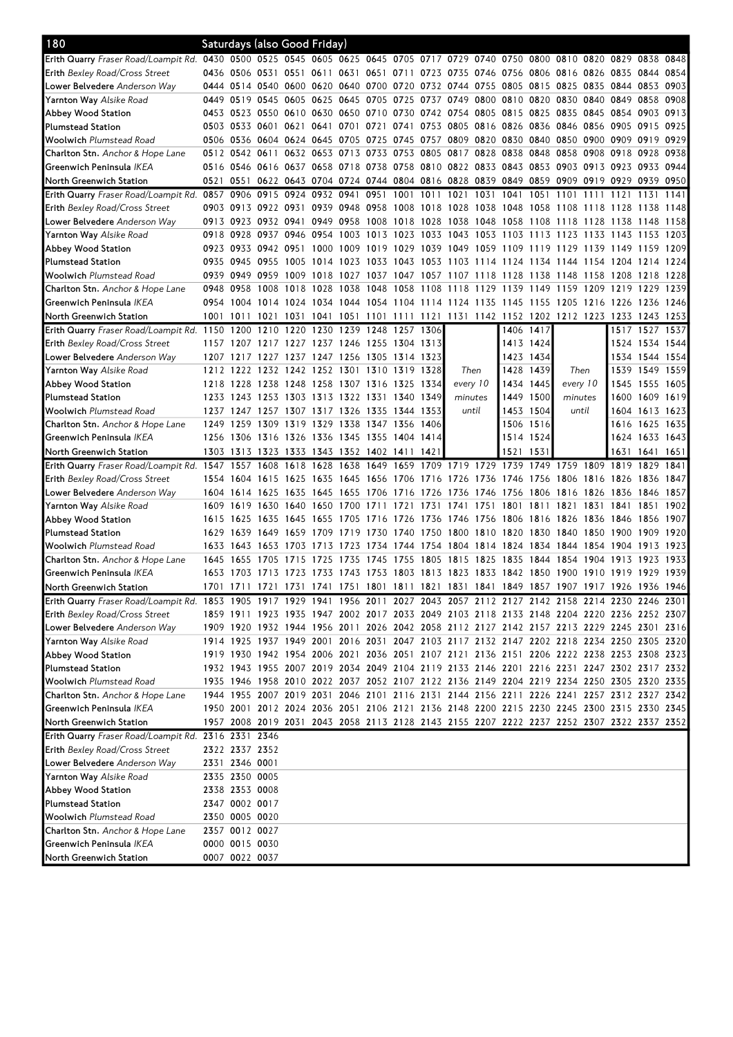# 180 Saturdays (also Good Friday)

| Stop | | | | | | | | | | | | | | | | | | |
|---|---|---|---|---|---|---|---|---|---|---|---|---|---|---|---|---|---|---|
| Erith Quarry *Fraser Road/Loampit Rd.* | 0430 | 0500 | 0525 | 0545 | 0605 | 0625 | 0645 | 0705 | 0717 | 0729 | 0740 | 0750 | 0800 | 0810 | 0820 | 0829 | 0838 | 0848 |
| Erith *Bexley Road/Cross Street* | 0436 | 0506 | 0531 | 0551 | 0611 | 0631 | 0651 | 0711 | 0723 | 0735 | 0746 | 0756 | 0806 | 0816 | 0826 | 0835 | 0844 | 0854 |
| Lower Belvedere *Anderson Way* | 0444 | 0514 | 0540 | 0600 | 0620 | 0640 | 0700 | 0720 | 0732 | 0744 | 0755 | 0805 | 0815 | 0825 | 0835 | 0844 | 0853 | 0903 |
| Yarnton Way *Alsike Road* | 0449 | 0519 | 0545 | 0605 | 0625 | 0645 | 0705 | 0725 | 0737 | 0749 | 0800 | 0810 | 0820 | 0830 | 0840 | 0849 | 0858 | 0908 |
| Abbey Wood Station | 0453 | 0523 | 0550 | 0610 | 0630 | 0650 | 0710 | 0730 | 0742 | 0754 | 0805 | 0815 | 0825 | 0835 | 0845 | 0854 | 0903 | 0913 |
| Plumstead Station | 0503 | 0533 | 0601 | 0621 | 0641 | 0701 | 0721 | 0741 | 0753 | 0805 | 0816 | 0826 | 0836 | 0846 | 0856 | 0905 | 0915 | 0925 |
| Woolwich *Plumstead Road* | 0506 | 0536 | 0604 | 0624 | 0645 | 0705 | 0725 | 0745 | 0757 | 0809 | 0820 | 0830 | 0840 | 0850 | 0900 | 0909 | 0919 | 0929 |
| Charlton Stn. *Anchor & Hope Lane* | 0512 | 0542 | 0611 | 0632 | 0653 | 0713 | 0733 | 0753 | 0805 | 0817 | 0828 | 0838 | 0848 | 0858 | 0908 | 0918 | 0928 | 0938 |
| Greenwich Peninsula *IKEA* | 0516 | 0546 | 0616 | 0637 | 0658 | 0718 | 0738 | 0758 | 0810 | 0822 | 0833 | 0843 | 0853 | 0903 | 0913 | 0923 | 0933 | 0944 |
| North Greenwich Station | 0521 | 0551 | 0622 | 0643 | 0704 | 0724 | 0744 | 0804 | 0816 | 0828 | 0839 | 0849 | 0859 | 0909 | 0919 | 0929 | 0939 | 0950 |
| Erith Quarry *Fraser Road/Loampit Rd.* | 0857 | 0906 | 0915 | 0924 | 0932 | 0941 | 0951 | 1001 | 1011 | 1021 | 1031 | 1041 | 1051 | 1101 | 1111 | 1121 | 1131 | 1141 |
| Erith *Bexley Road/Cross Street* | 0903 | 0913 | 0922 | 0931 | 0939 | 0948 | 0958 | 1008 | 1018 | 1028 | 1038 | 1048 | 1058 | 1108 | 1118 | 1128 | 1138 | 1148 |
| Lower Belvedere *Anderson Way* | 0913 | 0923 | 0932 | 0941 | 0949 | 0958 | 1008 | 1018 | 1028 | 1038 | 1048 | 1058 | 1108 | 1118 | 1128 | 1138 | 1148 | 1158 |
| Yarnton Way *Alsike Road* | 0918 | 0928 | 0937 | 0946 | 0954 | 1003 | 1013 | 1023 | 1033 | 1043 | 1053 | 1103 | 1113 | 1123 | 1133 | 1143 | 1153 | 1203 |
| Abbey Wood Station | 0923 | 0933 | 0942 | 0951 | 1000 | 1009 | 1019 | 1029 | 1039 | 1049 | 1059 | 1109 | 1119 | 1129 | 1139 | 1149 | 1159 | 1209 |
| Plumstead Station | 0935 | 0945 | 0955 | 1005 | 1014 | 1023 | 1033 | 1043 | 1053 | 1103 | 1114 | 1124 | 1134 | 1144 | 1154 | 1204 | 1214 | 1224 |
| Woolwich *Plumstead Road* | 0939 | 0949 | 0959 | 1009 | 1018 | 1027 | 1037 | 1047 | 1057 | 1107 | 1118 | 1128 | 1138 | 1148 | 1158 | 1208 | 1218 | 1228 |
| Charlton Stn. *Anchor & Hope Lane* | 0948 | 0958 | 1008 | 1018 | 1028 | 1038 | 1048 | 1058 | 1108 | 1118 | 1129 | 1139 | 1149 | 1159 | 1209 | 1219 | 1229 | 1239 |
| Greenwich Peninsula *IKEA* | 0954 | 1004 | 1014 | 1024 | 1034 | 1044 | 1054 | 1104 | 1114 | 1124 | 1135 | 1145 | 1155 | 1205 | 1216 | 1226 | 1236 | 1246 |
| North Greenwich Station | 1001 | 1011 | 1021 | 1031 | 1041 | 1051 | 1101 | 1111 | 1121 | 1131 | 1142 | 1152 | 1202 | 1212 | 1223 | 1233 | 1243 | 1253 |
| Erith Quarry *Fraser Road/Loampit Rd.* | 1150 | 1200 | 1210 | 1220 | 1230 | 1239 | 1248 | 1257 | 1306 | Then every 10 minutes until | | 1406 | 1417 | Then every 10 minutes until | | 1517 | 1527 | 1537 |
| Erith *Bexley Road/Cross Street* | 1157 | 1207 | 1217 | 1227 | 1237 | 1246 | 1255 | 1304 | 1313 | | | 1413 | 1424 | | | 1524 | 1534 | 1544 |
| Lower Belvedere *Anderson Way* | 1207 | 1217 | 1227 | 1237 | 1247 | 1256 | 1305 | 1314 | 1323 | | | 1423 | 1434 | | | 1534 | 1544 | 1554 |
| Yarnton Way *Alsike Road* | 1212 | 1222 | 1232 | 1242 | 1252 | 1301 | 1310 | 1319 | 1328 | | | 1428 | 1439 | | | 1539 | 1549 | 1559 |
| Abbey Wood Station | 1218 | 1228 | 1238 | 1248 | 1258 | 1307 | 1316 | 1325 | 1334 | | | 1434 | 1445 | | | 1545 | 1555 | 1605 |
| Plumstead Station | 1233 | 1243 | 1253 | 1303 | 1313 | 1322 | 1331 | 1340 | 1349 | | | 1449 | 1500 | | | 1600 | 1609 | 1619 |
| Woolwich *Plumstead Road* | 1237 | 1247 | 1257 | 1307 | 1317 | 1326 | 1335 | 1344 | 1353 | | | 1453 | 1504 | | | 1604 | 1613 | 1623 |
| Charlton Stn. *Anchor & Hope Lane* | 1249 | 1259 | 1309 | 1319 | 1329 | 1338 | 1347 | 1356 | 1406 | | | 1506 | 1516 | | | 1616 | 1625 | 1635 |
| Greenwich Peninsula *IKEA* | 1256 | 1306 | 1316 | 1326 | 1336 | 1345 | 1355 | 1404 | 1414 | | | 1514 | 1524 | | | 1624 | 1633 | 1643 |
| North Greenwich Station | 1303 | 1313 | 1323 | 1333 | 1343 | 1352 | 1402 | 1411 | 1421 | | | 1521 | 1531 | | | 1631 | 1641 | 1651 |
| Erith Quarry *Fraser Road/Loampit Rd.* | 1547 | 1557 | 1608 | 1618 | 1628 | 1638 | 1649 | 1659 | 1709 | 1719 | 1729 | 1739 | 1749 | 1759 | 1809 | 1819 | 1829 | 1841 |
| Erith *Bexley Road/Cross Street* | 1554 | 1604 | 1615 | 1625 | 1635 | 1645 | 1656 | 1706 | 1716 | 1726 | 1736 | 1746 | 1756 | 1806 | 1816 | 1826 | 1836 | 1847 |
| Lower Belvedere *Anderson Way* | 1604 | 1614 | 1625 | 1635 | 1645 | 1655 | 1706 | 1716 | 1726 | 1736 | 1746 | 1756 | 1806 | 1816 | 1826 | 1836 | 1846 | 1857 |
| Yarnton Way *Alsike Road* | 1609 | 1619 | 1630 | 1640 | 1650 | 1700 | 1711 | 1721 | 1731 | 1741 | 1751 | 1801 | 1811 | 1821 | 1831 | 1841 | 1851 | 1902 |
| Abbey Wood Station | 1615 | 1625 | 1635 | 1645 | 1655 | 1705 | 1716 | 1726 | 1736 | 1746 | 1756 | 1806 | 1816 | 1826 | 1836 | 1846 | 1856 | 1907 |
| Plumstead Station | 1629 | 1639 | 1649 | 1659 | 1709 | 1719 | 1730 | 1740 | 1750 | 1800 | 1810 | 1820 | 1830 | 1840 | 1850 | 1900 | 1909 | 1920 |
| Woolwich *Plumstead Road* | 1633 | 1643 | 1653 | 1703 | 1713 | 1723 | 1734 | 1744 | 1754 | 1804 | 1814 | 1824 | 1834 | 1844 | 1854 | 1904 | 1913 | 1923 |
| Charlton Stn. *Anchor & Hope Lane* | 1645 | 1655 | 1705 | 1715 | 1725 | 1735 | 1745 | 1755 | 1805 | 1815 | 1825 | 1835 | 1844 | 1854 | 1904 | 1913 | 1923 | 1933 |
| Greenwich Peninsula *IKEA* | 1653 | 1703 | 1713 | 1723 | 1733 | 1743 | 1753 | 1803 | 1813 | 1823 | 1833 | 1842 | 1850 | 1900 | 1910 | 1919 | 1929 | 1939 |
| North Greenwich Station | 1701 | 1711 | 1721 | 1731 | 1741 | 1751 | 1801 | 1811 | 1821 | 1831 | 1841 | 1849 | 1857 | 1907 | 1917 | 1926 | 1936 | 1946 |
| Erith Quarry *Fraser Road/Loampit Rd.* | 1853 | 1905 | 1917 | 1929 | 1941 | 1956 | 2011 | 2027 | 2043 | 2057 | 2112 | 2127 | 2142 | 2158 | 2214 | 2230 | 2246 | 2301 |
| Erith *Bexley Road/Cross Street* | 1859 | 1911 | 1923 | 1935 | 1947 | 2002 | 2017 | 2033 | 2049 | 2103 | 2118 | 2133 | 2148 | 2204 | 2220 | 2236 | 2252 | 2307 |
| Lower Belvedere *Anderson Way* | 1909 | 1920 | 1932 | 1944 | 1956 | 2011 | 2026 | 2042 | 2058 | 2112 | 2127 | 2142 | 2157 | 2213 | 2229 | 2245 | 2301 | 2316 |
| Yarnton Way *Alsike Road* | 1914 | 1925 | 1937 | 1949 | 2001 | 2016 | 2031 | 2047 | 2103 | 2117 | 2132 | 2147 | 2202 | 2218 | 2234 | 2250 | 2305 | 2320 |
| Abbey Wood Station | 1919 | 1930 | 1942 | 1954 | 2006 | 2021 | 2036 | 2051 | 2107 | 2121 | 2136 | 2151 | 2206 | 2222 | 2238 | 2253 | 2308 | 2323 |
| Plumstead Station | 1932 | 1943 | 1955 | 2007 | 2019 | 2034 | 2049 | 2104 | 2119 | 2133 | 2146 | 2201 | 2216 | 2231 | 2247 | 2302 | 2317 | 2332 |
| Woolwich *Plumstead Road* | 1935 | 1946 | 1958 | 2010 | 2022 | 2037 | 2052 | 2107 | 2122 | 2136 | 2149 | 2204 | 2219 | 2234 | 2250 | 2305 | 2320 | 2335 |
| Charlton Stn. *Anchor & Hope Lane* | 1944 | 1955 | 2007 | 2019 | 2031 | 2046 | 2101 | 2116 | 2131 | 2144 | 2156 | 2211 | 2226 | 2241 | 2257 | 2312 | 2327 | 2342 |
| Greenwich Peninsula *IKEA* | 1950 | 2001 | 2012 | 2024 | 2036 | 2051 | 2106 | 2121 | 2136 | 2148 | 2200 | 2215 | 2230 | 2245 | 2300 | 2315 | 2330 | 2345 |
| North Greenwich Station | 1957 | 2008 | 2019 | 2031 | 2043 | 2058 | 2113 | 2128 | 2143 | 2155 | 2207 | 2222 | 2237 | 2252 | 2307 | 2322 | 2337 | 2352 |
| Erith Quarry *Fraser Road/Loampit Rd.* | 2316 | 2331 | 2346 | | | | | | | | | | | | | | | |
| Erith *Bexley Road/Cross Street* | 2322 | 2337 | 2352 | | | | | | | | | | | | | | | |
| Lower Belvedere *Anderson Way* | 2331 | 2346 | 0001 | | | | | | | | | | | | | | | |
| Yarnton Way *Alsike Road* | 2335 | 2350 | 0005 | | | | | | | | | | | | | | | |
| Abbey Wood Station | 2338 | 2353 | 0008 | | | | | | | | | | | | | | | |
| Plumstead Station | 2347 | 0002 | 0017 | | | | | | | | | | | | | | | |
| Woolwich *Plumstead Road* | 2350 | 0005 | 0020 | | | | | | | | | | | | | | | |
| Charlton Stn. *Anchor & Hope Lane* | 2357 | 0012 | 0027 | | | | | | | | | | | | | | | |
| Greenwich Peninsula *IKEA* | 0000 | 0015 | 0030 | | | | | | | | | | | | | | | |
| North Greenwich Station | 0007 | 0022 | 0037 | | | | | | | | | | | | | | | |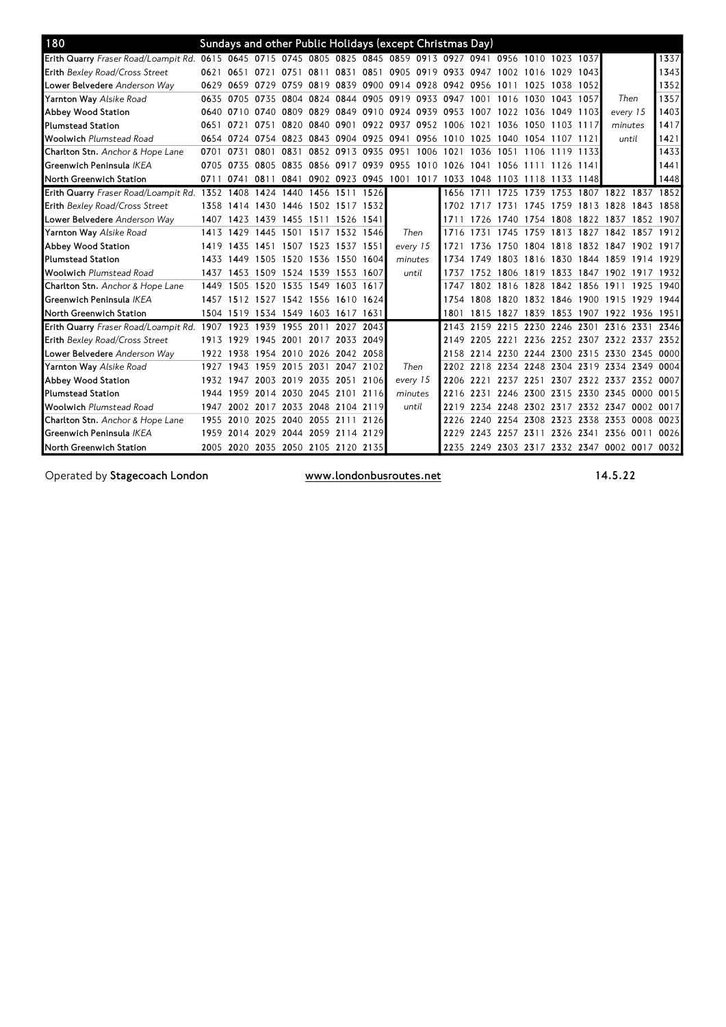| 180 | Sundays and other Public Holidays (except Christmas Day) | | | | | | | | | | | | | | | | |
|---|---|---|---|---|---|---|---|---|---|---|---|---|---|---|---|---|---|
| **Erith Quarry** *Fraser Road/Loampit Rd.* | 0615 | 0645 | 0715 | 0745 | 0805 | 0825 | 0845 | 0859 | 0913 | 0927 | 0941 | 0956 | 1010 | 1023 | 1037 | | 1337 |
| **Erith** *Bexley Road/Cross Street* | 0621 | 0651 | 0721 | 0751 | 0811 | 0831 | 0851 | 0905 | 0919 | 0933 | 0947 | 1002 | 1016 | 1029 | 1043 | | 1343 |
| **Lower Belvedere** *Anderson Way* | 0629 | 0659 | 0729 | 0759 | 0819 | 0839 | 0900 | 0914 | 0928 | 0942 | 0956 | 1011 | 1025 | 1038 | 1052 | | 1352 |
| **Yarnton Way** *Alsike Road* | 0635 | 0705 | 0735 | 0804 | 0824 | 0844 | 0905 | 0919 | 0933 | 0947 | 1001 | 1016 | 1030 | 1043 | 1057 | Then | 1357 |
| **Abbey Wood Station** | 0640 | 0710 | 0740 | 0809 | 0829 | 0849 | 0910 | 0924 | 0939 | 0953 | 1007 | 1022 | 1036 | 1049 | 1103 | every 15 | 1403 |
| **Plumstead Station** | 0651 | 0721 | 0751 | 0820 | 0840 | 0901 | 0922 | 0937 | 0952 | 1006 | 1021 | 1036 | 1050 | 1103 | 1117 | minutes | 1417 |
| **Woolwich** *Plumstead Road* | 0654 | 0724 | 0754 | 0823 | 0843 | 0904 | 0925 | 0941 | 0956 | 1010 | 1025 | 1040 | 1054 | 1107 | 1121 | until | 1421 |
| **Charlton Stn.** *Anchor & Hope Lane* | 0701 | 0731 | 0801 | 0831 | 0852 | 0913 | 0935 | 0951 | 1006 | 1021 | 1036 | 1051 | 1106 | 1119 | 1133 | | 1433 |
| **Greenwich Peninsula** *IKEA* | 0705 | 0735 | 0805 | 0835 | 0856 | 0917 | 0939 | 0955 | 1010 | 1026 | 1041 | 1056 | 1111 | 1126 | 1141 | | 1441 |
| **North Greenwich Station** | 0711 | 0741 | 0811 | 0841 | 0902 | 0923 | 0945 | 1001 | 1017 | 1033 | 1048 | 1103 | 1118 | 1133 | 1148 | | 1448 |

| | | | | | | | | | | | | | | | | |
|---|---|---|---|---|---|---|---|---|---|---|---|---|---|---|---|---|
| **Erith Quarry** *Fraser Road/Loampit Rd.* | 1352 | 1408 | 1424 | 1440 | 1456 | 1511 | 1526 | | 1656 | 1711 | 1725 | 1739 | 1753 | 1807 | 1822 | 1837 | 1852 |
| **Erith** *Bexley Road/Cross Street* | 1358 | 1414 | 1430 | 1446 | 1502 | 1517 | 1532 | | 1702 | 1717 | 1731 | 1745 | 1759 | 1813 | 1828 | 1843 | 1858 |
| **Lower Belvedere** *Anderson Way* | 1407 | 1423 | 1439 | 1455 | 1511 | 1526 | 1541 | | 1711 | 1726 | 1740 | 1754 | 1808 | 1822 | 1837 | 1852 | 1907 |
| **Yarnton Way** *Alsike Road* | 1413 | 1429 | 1445 | 1501 | 1517 | 1532 | 1546 | Then | 1716 | 1731 | 1745 | 1759 | 1813 | 1827 | 1842 | 1857 | 1912 |
| **Abbey Wood Station** | 1419 | 1435 | 1451 | 1507 | 1523 | 1537 | 1551 | every 15 | 1721 | 1736 | 1750 | 1804 | 1818 | 1832 | 1847 | 1902 | 1917 |
| **Plumstead Station** | 1433 | 1449 | 1505 | 1520 | 1536 | 1550 | 1604 | minutes | 1734 | 1749 | 1803 | 1816 | 1830 | 1844 | 1859 | 1914 | 1929 |
| **Woolwich** *Plumstead Road* | 1437 | 1453 | 1509 | 1524 | 1539 | 1553 | 1607 | until | 1737 | 1752 | 1806 | 1819 | 1833 | 1847 | 1902 | 1917 | 1932 |
| **Charlton Stn.** *Anchor & Hope Lane* | 1449 | 1505 | 1520 | 1535 | 1549 | 1603 | 1617 | | 1747 | 1802 | 1816 | 1828 | 1842 | 1856 | 1911 | 1925 | 1940 |
| **Greenwich Peninsula** *IKEA* | 1457 | 1512 | 1527 | 1542 | 1556 | 1610 | 1624 | | 1754 | 1808 | 1820 | 1832 | 1846 | 1900 | 1915 | 1929 | 1944 |
| **North Greenwich Station** | 1504 | 1519 | 1534 | 1549 | 1603 | 1617 | 1631 | | 1801 | 1815 | 1827 | 1839 | 1853 | 1907 | 1922 | 1936 | 1951 |

| | | | | | | | | | | | | | | | | |
|---|---|---|---|---|---|---|---|---|---|---|---|---|---|---|---|---|
| **Erith Quarry** *Fraser Road/Loampit Rd.* | 1907 | 1923 | 1939 | 1955 | 2011 | 2027 | 2043 | | 2143 | 2159 | 2215 | 2230 | 2246 | 2301 | 2316 | 2331 | 2346 |
| **Erith** *Bexley Road/Cross Street* | 1913 | 1929 | 1945 | 2001 | 2017 | 2033 | 2049 | | 2149 | 2205 | 2221 | 2236 | 2252 | 2307 | 2322 | 2337 | 2352 |
| **Lower Belvedere** *Anderson Way* | 1922 | 1938 | 1954 | 2010 | 2026 | 2042 | 2058 | | 2158 | 2214 | 2230 | 2244 | 2300 | 2315 | 2330 | 2345 | 0000 |
| **Yarnton Way** *Alsike Road* | 1927 | 1943 | 1959 | 2015 | 2031 | 2047 | 2102 | Then | 2202 | 2218 | 2234 | 2248 | 2304 | 2319 | 2334 | 2349 | 0004 |
| **Abbey Wood Station** | 1932 | 1947 | 2003 | 2019 | 2035 | 2051 | 2106 | every 15 | 2206 | 2221 | 2237 | 2251 | 2307 | 2322 | 2337 | 2352 | 0007 |
| **Plumstead Station** | 1944 | 1959 | 2014 | 2030 | 2045 | 2101 | 2116 | minutes | 2216 | 2231 | 2246 | 2300 | 2315 | 2330 | 2345 | 0000 | 0015 |
| **Woolwich** *Plumstead Road* | 1947 | 2002 | 2017 | 2033 | 2048 | 2104 | 2119 | until | 2219 | 2234 | 2248 | 2302 | 2317 | 2332 | 2347 | 0002 | 0017 |
| **Charlton Stn.** *Anchor & Hope Lane* | 1955 | 2010 | 2025 | 2040 | 2055 | 2111 | 2126 | | 2226 | 2240 | 2254 | 2308 | 2323 | 2338 | 2353 | 0008 | 0023 |
| **Greenwich Peninsula** *IKEA* | 1959 | 2014 | 2029 | 2044 | 2059 | 2114 | 2129 | | 2229 | 2243 | 2257 | 2311 | 2326 | 2341 | 2356 | 0011 | 0026 |
| **North Greenwich Station** | 2005 | 2020 | 2035 | 2050 | 2105 | 2120 | 2135 | | 2235 | 2249 | 2303 | 2317 | 2332 | 2347 | 0002 | 0017 | 0032 |

Operated by **Stagecoach London** www.londonbusroutes.net 14.5.22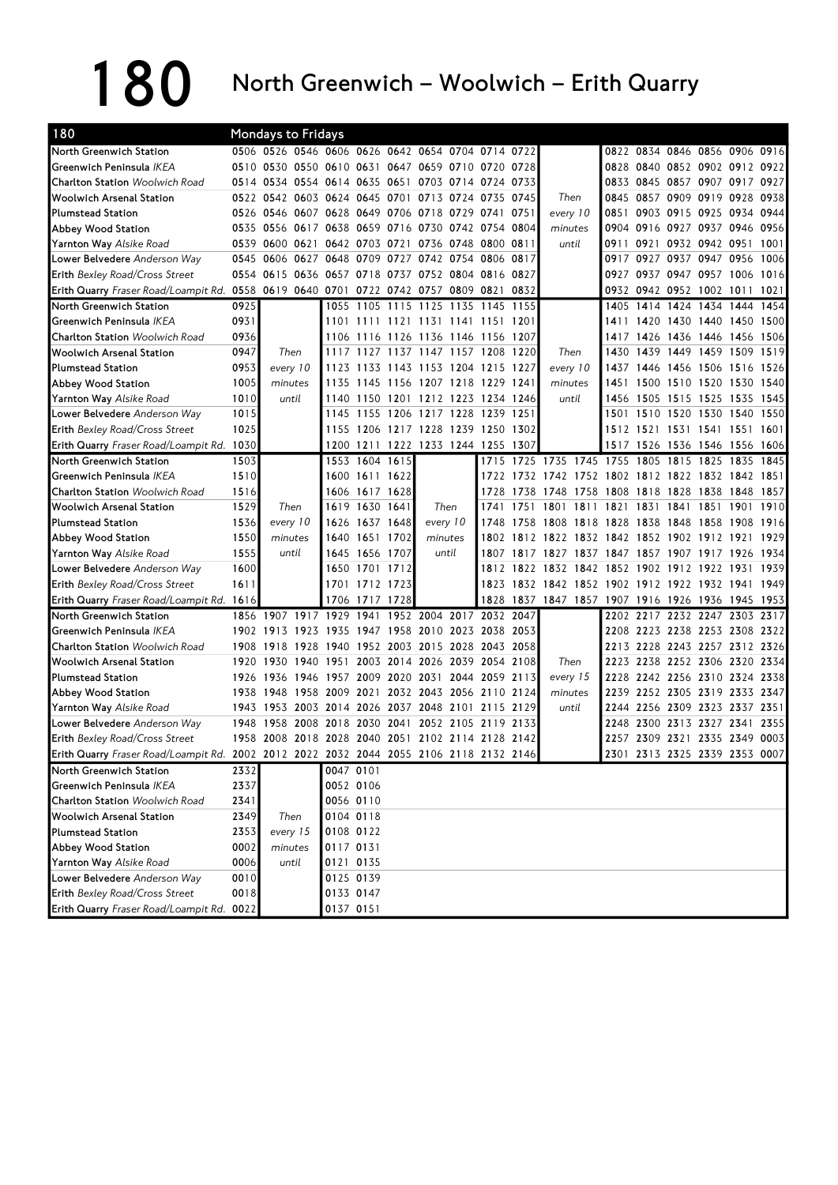# 180 North Greenwich – Woolwich – Erith Quarry

**Mondays to Fridays**

| 180 | | | | | | | | | | | | | | | | | |
|---|---|---|---|---|---|---|---|---|---|---|---|---|---|---|---|---|---|
| North Greenwich Station | 0506 | 0526 | 0546 | 0606 | 0626 | 0642 | 0654 | 0704 | 0714 | 0722 | | 0822 | 0834 | 0846 | 0856 | 0906 | 0916 |
| Greenwich Peninsula *IKEA* | 0510 | 0530 | 0550 | 0610 | 0631 | 0647 | 0659 | 0710 | 0720 | 0728 | | 0828 | 0840 | 0852 | 0902 | 0912 | 0922 |
| Charlton Station *Woolwich Road* | 0514 | 0534 | 0554 | 0614 | 0635 | 0651 | 0703 | 0714 | 0724 | 0733 | | 0833 | 0845 | 0857 | 0907 | 0917 | 0927 |
| Woolwich Arsenal Station | 0522 | 0542 | 0603 | 0624 | 0645 | 0701 | 0713 | 0724 | 0735 | 0745 | *Then* | 0845 | 0857 | 0909 | 0919 | 0928 | 0938 |
| Plumstead Station | 0526 | 0546 | 0607 | 0628 | 0649 | 0706 | 0718 | 0729 | 0741 | 0751 | *every 10* | 0851 | 0903 | 0915 | 0925 | 0934 | 0944 |
| Abbey Wood Station | 0535 | 0556 | 0617 | 0638 | 0659 | 0716 | 0730 | 0742 | 0754 | 0804 | *minutes* | 0904 | 0916 | 0927 | 0937 | 0946 | 0956 |
| Yarnton Way *Alsike Road* | 0539 | 0600 | 0621 | 0642 | 0703 | 0721 | 0736 | 0748 | 0800 | 0811 | *until* | 0911 | 0921 | 0932 | 0942 | 0951 | 1001 |
| Lower Belvedere *Anderson Way* | 0545 | 0606 | 0627 | 0648 | 0709 | 0727 | 0742 | 0754 | 0806 | 0817 | | 0917 | 0927 | 0937 | 0947 | 0956 | 1006 |
| Erith *Bexley Road/Cross Street* | 0554 | 0615 | 0636 | 0657 | 0718 | 0737 | 0752 | 0804 | 0816 | 0827 | | 0927 | 0937 | 0947 | 0957 | 1006 | 1016 |
| Erith Quarry *Fraser Road/Loampit Rd.* | 0558 | 0619 | 0640 | 0701 | 0722 | 0742 | 0757 | 0809 | 0821 | 0832 | | 0932 | 0942 | 0952 | 1002 | 1011 | 1021 |
| North Greenwich Station | 0925 | | 1055 | 1105 | 1115 | 1125 | 1135 | 1145 | 1155 | | | 1405 | 1414 | 1424 | 1434 | 1444 | 1454 |
| Greenwich Peninsula *IKEA* | 0931 | | 1101 | 1111 | 1121 | 1131 | 1141 | 1151 | 1201 | | | 1411 | 1420 | 1430 | 1440 | 1450 | 1500 |
| Charlton Station *Woolwich Road* | 0936 | | 1106 | 1116 | 1126 | 1136 | 1146 | 1156 | 1207 | | | 1417 | 1426 | 1436 | 1446 | 1456 | 1506 |
| Woolwich Arsenal Station | 0947 | *Then* | 1117 | 1127 | 1137 | 1147 | 1157 | 1208 | 1220 | | *Then* | 1430 | 1439 | 1449 | 1459 | 1509 | 1519 |
| Plumstead Station | 0953 | *every 10* | 1123 | 1133 | 1143 | 1153 | 1204 | 1215 | 1227 | | *every 10* | 1437 | 1446 | 1456 | 1506 | 1516 | 1526 |
| Abbey Wood Station | 1005 | *minutes* | 1135 | 1145 | 1156 | 1207 | 1218 | 1229 | 1241 | | *minutes* | 1451 | 1500 | 1510 | 1520 | 1530 | 1540 |
| Yarnton Way *Alsike Road* | 1010 | *until* | 1140 | 1150 | 1201 | 1212 | 1223 | 1234 | 1246 | | *until* | 1456 | 1505 | 1515 | 1525 | 1535 | 1545 |
| Lower Belvedere *Anderson Way* | 1015 | | 1145 | 1155 | 1206 | 1217 | 1228 | 1239 | 1251 | | | 1501 | 1510 | 1520 | 1530 | 1540 | 1550 |
| Erith *Bexley Road/Cross Street* | 1025 | | 1155 | 1206 | 1217 | 1228 | 1239 | 1250 | 1302 | | | 1512 | 1521 | 1531 | 1541 | 1551 | 1601 |
| Erith Quarry *Fraser Road/Loampit Rd.* | 1030 | | 1200 | 1211 | 1222 | 1233 | 1244 | 1255 | 1307 | | | 1517 | 1526 | 1536 | 1546 | 1556 | 1606 |
| North Greenwich Station | 1503 | | 1553 | 1604 | 1615 | | 1715 | 1725 | 1735 | 1745 | 1755 | 1805 | 1815 | 1825 | 1835 | 1845 | |
| Greenwich Peninsula *IKEA* | 1510 | | 1600 | 1611 | 1622 | | 1722 | 1732 | 1742 | 1752 | 1802 | 1812 | 1822 | 1832 | 1842 | 1851 | |
| Charlton Station *Woolwich Road* | 1516 | | 1606 | 1617 | 1628 | | 1728 | 1738 | 1748 | 1758 | 1808 | 1818 | 1828 | 1838 | 1848 | 1857 | |
| Woolwich Arsenal Station | 1529 | *Then* | 1619 | 1630 | 1641 | *Then* | 1741 | 1751 | 1801 | 1811 | 1821 | 1831 | 1841 | 1851 | 1901 | 1910 | |
| Plumstead Station | 1536 | *every 10* | 1626 | 1637 | 1648 | *every 10* | 1748 | 1758 | 1808 | 1818 | 1828 | 1838 | 1848 | 1858 | 1908 | 1916 | |
| Abbey Wood Station | 1550 | *minutes* | 1640 | 1651 | 1702 | *minutes* | 1802 | 1812 | 1822 | 1832 | 1842 | 1852 | 1902 | 1912 | 1921 | 1929 | |
| Yarnton Way *Alsike Road* | 1555 | *until* | 1645 | 1656 | 1707 | *until* | 1807 | 1817 | 1827 | 1837 | 1847 | 1857 | 1907 | 1917 | 1926 | 1934 | |
| Lower Belvedere *Anderson Way* | 1600 | | 1650 | 1701 | 1712 | | 1812 | 1822 | 1832 | 1842 | 1852 | 1902 | 1912 | 1922 | 1931 | 1939 | |
| Erith *Bexley Road/Cross Street* | 1611 | | 1701 | 1712 | 1723 | | 1823 | 1832 | 1842 | 1852 | 1902 | 1912 | 1922 | 1932 | 1941 | 1949 | |
| Erith Quarry *Fraser Road/Loampit Rd.* | 1616 | | 1706 | 1717 | 1728 | | 1828 | 1837 | 1847 | 1857 | 1907 | 1916 | 1926 | 1936 | 1945 | 1953 | |
| North Greenwich Station | 1856 | 1907 | 1917 | 1929 | 1941 | 1952 | 2004 | 2017 | 2032 | 2047 | | 2202 | 2217 | 2232 | 2247 | 2303 | 2317 |
| Greenwich Peninsula *IKEA* | 1902 | 1913 | 1923 | 1935 | 1947 | 1958 | 2010 | 2023 | 2038 | 2053 | | 2208 | 2223 | 2238 | 2253 | 2308 | 2322 |
| Charlton Station *Woolwich Road* | 1908 | 1918 | 1928 | 1940 | 1952 | 2003 | 2015 | 2028 | 2043 | 2058 | | 2213 | 2228 | 2243 | 2257 | 2312 | 2326 |
| Woolwich Arsenal Station | 1920 | 1930 | 1940 | 1951 | 2003 | 2014 | 2026 | 2039 | 2054 | 2108 | *Then* | 2223 | 2238 | 2252 | 2306 | 2320 | 2334 |
| Plumstead Station | 1926 | 1936 | 1946 | 1957 | 2009 | 2020 | 2031 | 2044 | 2059 | 2113 | *every 15* | 2228 | 2242 | 2256 | 2310 | 2324 | 2338 |
| Abbey Wood Station | 1938 | 1948 | 1958 | 2009 | 2021 | 2032 | 2043 | 2056 | 2110 | 2124 | *minutes* | 2239 | 2252 | 2305 | 2319 | 2333 | 2347 |
| Yarnton Way *Alsike Road* | 1943 | 1953 | 2003 | 2014 | 2026 | 2037 | 2048 | 2101 | 2115 | 2129 | *until* | 2244 | 2256 | 2309 | 2323 | 2337 | 2351 |
| Lower Belvedere *Anderson Way* | 1948 | 1958 | 2008 | 2018 | 2030 | 2041 | 2052 | 2105 | 2119 | 2133 | | 2248 | 2300 | 2313 | 2327 | 2341 | 2355 |
| Erith *Bexley Road/Cross Street* | 1958 | 2008 | 2018 | 2028 | 2040 | 2051 | 2102 | 2114 | 2128 | 2142 | | 2257 | 2309 | 2321 | 2335 | 2349 | 0003 |
| Erith Quarry *Fraser Road/Loampit Rd.* | 2002 | 2012 | 2022 | 2032 | 2044 | 2055 | 2106 | 2118 | 2132 | 2146 | | 2301 | 2313 | 2325 | 2339 | 2353 | 0007 |
| North Greenwich Station | 2332 | | 0047 | 0101 | | | | | | | | | | | | | |
| Greenwich Peninsula *IKEA* | 2337 | | 0052 | 0106 | | | | | | | | | | | | | |
| Charlton Station *Woolwich Road* | 2341 | | 0056 | 0110 | | | | | | | | | | | | | |
| Woolwich Arsenal Station | 2349 | *Then* | 0104 | 0118 | | | | | | | | | | | | | |
| Plumstead Station | 2353 | *every 15* | 0108 | 0122 | | | | | | | | | | | | | |
| Abbey Wood Station | 0002 | *minutes* | 0117 | 0131 | | | | | | | | | | | | | |
| Yarnton Way *Alsike Road* | 0006 | *until* | 0121 | 0135 | | | | | | | | | | | | | |
| Lower Belvedere *Anderson Way* | 0010 | | 0125 | 0139 | | | | | | | | | | | | | |
| Erith *Bexley Road/Cross Street* | 0018 | | 0133 | 0147 | | | | | | | | | | | | | |
| Erith Quarry *Fraser Road/Loampit Rd.* | 0022 | | 0137 | 0151 | | | | | | | | | | | | | |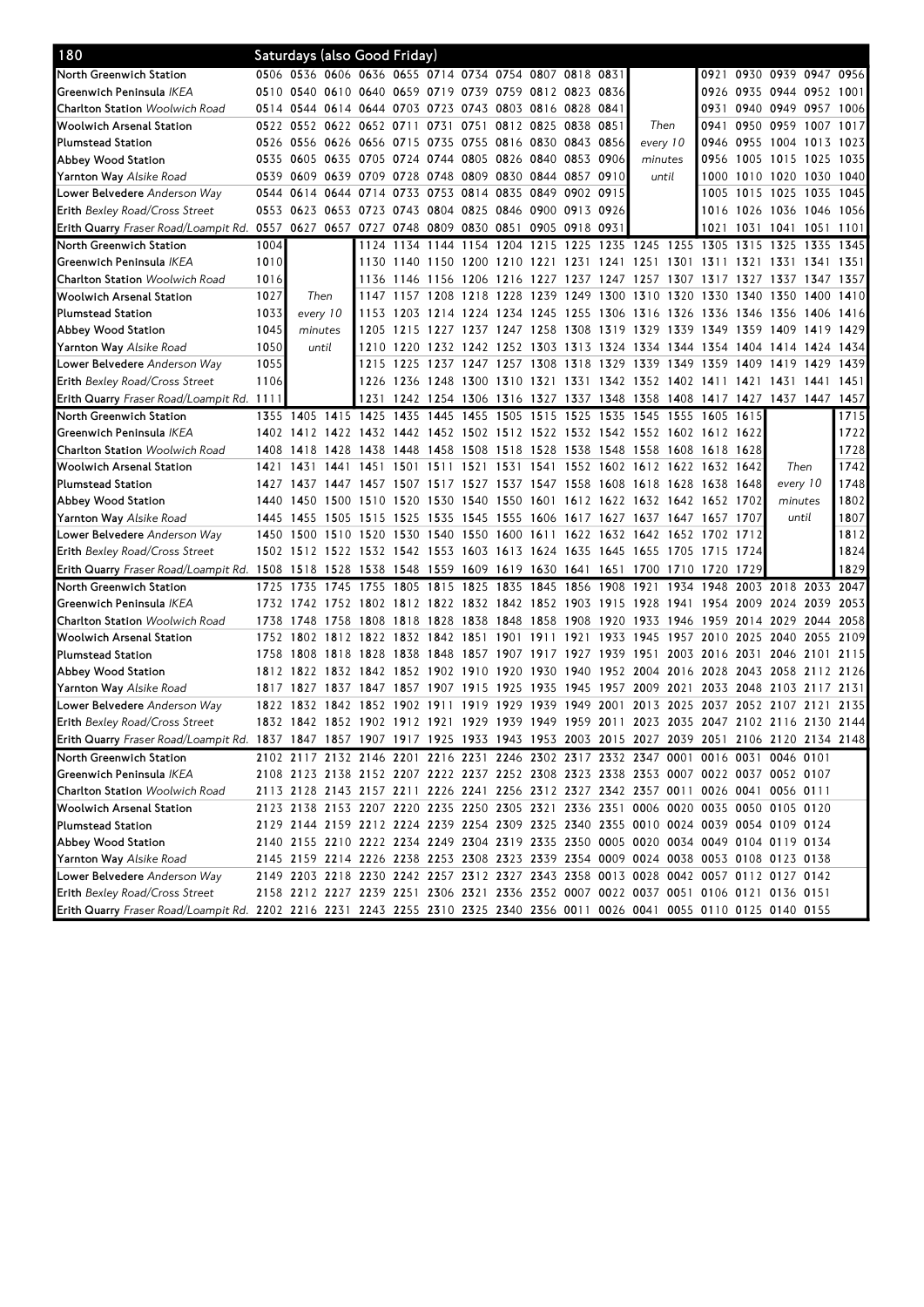# 180 Saturdays (also Good Friday)

| Stop | | | | | | | | | | | | | | | | | |
|---|---|---|---|---|---|---|---|---|---|---|---|---|---|---|---|---|---|
| North Greenwich Station | 0506 | 0536 | 0606 | 0636 | 0655 | 0714 | 0734 | 0754 | 0807 | 0818 | 0831 | | | 0921 | 0930 | 0939 | 0947 | 0956 |
| Greenwich Peninsula *IKEA* | 0510 | 0540 | 0610 | 0640 | 0659 | 0719 | 0739 | 0759 | 0812 | 0823 | 0836 | | | 0926 | 0935 | 0944 | 0952 | 1001 |
| Charlton Station *Woolwich Road* | 0514 | 0544 | 0614 | 0644 | 0703 | 0723 | 0743 | 0803 | 0816 | 0828 | 0841 | | | 0931 | 0940 | 0949 | 0957 | 1006 |
| Woolwich Arsenal Station | 0522 | 0552 | 0622 | 0652 | 0711 | 0731 | 0751 | 0812 | 0825 | 0838 | 0851 | *Then* | | 0941 | 0950 | 0959 | 1007 | 1017 |
| Plumstead Station | 0526 | 0556 | 0626 | 0656 | 0715 | 0735 | 0755 | 0816 | 0830 | 0843 | 0856 | *every 10* | | 0946 | 0955 | 1004 | 1013 | 1023 |
| Abbey Wood Station | 0535 | 0605 | 0635 | 0705 | 0724 | 0744 | 0805 | 0826 | 0840 | 0853 | 0906 | *minutes* | | 0956 | 1005 | 1015 | 1025 | 1035 |
| Yarnton Way *Alsike Road* | 0539 | 0609 | 0639 | 0709 | 0728 | 0748 | 0809 | 0830 | 0844 | 0857 | 0910 | *until* | | 1000 | 1010 | 1020 | 1030 | 1040 |
| Lower Belvedere *Anderson Way* | 0544 | 0614 | 0644 | 0714 | 0733 | 0753 | 0814 | 0835 | 0849 | 0902 | 0915 | | | 1005 | 1015 | 1025 | 1035 | 1045 |
| Erith *Bexley Road/Cross Street* | 0553 | 0623 | 0653 | 0723 | 0743 | 0804 | 0825 | 0846 | 0900 | 0913 | 0926 | | | 1016 | 1026 | 1036 | 1046 | 1056 |
| Erith Quarry *Fraser Road/Loampit Rd.* | 0557 | 0627 | 0657 | 0727 | 0748 | 0809 | 0830 | 0851 | 0905 | 0918 | 0931 | | | 1021 | 1031 | 1041 | 1051 | 1101 |
| North Greenwich Station | 1004 | | | 1124 | 1134 | 1144 | 1154 | 1204 | 1215 | 1225 | 1235 | 1245 | 1255 | 1305 | 1315 | 1325 | 1335 | 1345 |
| Greenwich Peninsula *IKEA* | 1010 | | | 1130 | 1140 | 1150 | 1200 | 1210 | 1221 | 1231 | 1241 | 1251 | 1301 | 1311 | 1321 | 1331 | 1341 | 1351 |
| Charlton Station *Woolwich Road* | 1016 | | | 1136 | 1146 | 1156 | 1206 | 1216 | 1227 | 1237 | 1247 | 1257 | 1307 | 1317 | 1327 | 1337 | 1347 | 1357 |
| Woolwich Arsenal Station | 1027 | *Then* | | 1147 | 1157 | 1208 | 1218 | 1228 | 1239 | 1249 | 1300 | 1310 | 1320 | 1330 | 1340 | 1350 | 1400 | 1410 |
| Plumstead Station | 1033 | *every 10* | | 1153 | 1203 | 1214 | 1224 | 1234 | 1245 | 1255 | 1306 | 1316 | 1326 | 1336 | 1346 | 1356 | 1406 | 1416 |
| Abbey Wood Station | 1045 | *minutes* | | 1205 | 1215 | 1227 | 1237 | 1247 | 1258 | 1308 | 1319 | 1329 | 1339 | 1349 | 1359 | 1409 | 1419 | 1429 |
| Yarnton Way *Alsike Road* | 1050 | *until* | | 1210 | 1220 | 1232 | 1242 | 1252 | 1303 | 1313 | 1324 | 1334 | 1344 | 1354 | 1404 | 1414 | 1424 | 1434 |
| Lower Belvedere *Anderson Way* | 1055 | | | 1215 | 1225 | 1237 | 1247 | 1257 | 1308 | 1318 | 1329 | 1339 | 1349 | 1359 | 1409 | 1419 | 1429 | 1439 |
| Erith *Bexley Road/Cross Street* | 1106 | | | 1226 | 1236 | 1248 | 1300 | 1310 | 1321 | 1331 | 1342 | 1352 | 1402 | 1411 | 1421 | 1431 | 1441 | 1451 |
| Erith Quarry *Fraser Road/Loampit Rd.* | 1111 | | | 1231 | 1242 | 1254 | 1306 | 1316 | 1327 | 1337 | 1348 | 1358 | 1408 | 1417 | 1427 | 1437 | 1447 | 1457 |
| North Greenwich Station | 1355 | 1405 | 1415 | 1425 | 1435 | 1445 | 1455 | 1505 | 1515 | 1525 | 1535 | 1545 | 1555 | 1605 | 1615 | | | 1715 |
| Greenwich Peninsula *IKEA* | 1402 | 1412 | 1422 | 1432 | 1442 | 1452 | 1502 | 1512 | 1522 | 1532 | 1542 | 1552 | 1602 | 1612 | 1622 | | | 1722 |
| Charlton Station *Woolwich Road* | 1408 | 1418 | 1428 | 1438 | 1448 | 1458 | 1508 | 1518 | 1528 | 1538 | 1548 | 1558 | 1608 | 1618 | 1628 | | | 1728 |
| Woolwich Arsenal Station | 1421 | 1431 | 1441 | 1451 | 1501 | 1511 | 1521 | 1531 | 1541 | 1552 | 1602 | 1612 | 1622 | 1632 | 1642 | *Then* | | 1742 |
| Plumstead Station | 1427 | 1437 | 1447 | 1457 | 1507 | 1517 | 1527 | 1537 | 1547 | 1558 | 1608 | 1618 | 1628 | 1638 | 1648 | *every 10* | | 1748 |
| Abbey Wood Station | 1440 | 1450 | 1500 | 1510 | 1520 | 1530 | 1540 | 1550 | 1601 | 1612 | 1622 | 1632 | 1642 | 1652 | 1702 | *minutes* | | 1802 |
| Yarnton Way *Alsike Road* | 1445 | 1455 | 1505 | 1515 | 1525 | 1535 | 1545 | 1555 | 1606 | 1617 | 1627 | 1637 | 1647 | 1657 | 1707 | *until* | | 1807 |
| Lower Belvedere *Anderson Way* | 1450 | 1500 | 1510 | 1520 | 1530 | 1540 | 1550 | 1600 | 1611 | 1622 | 1632 | 1642 | 1652 | 1702 | 1712 | | | 1812 |
| Erith *Bexley Road/Cross Street* | 1502 | 1512 | 1522 | 1532 | 1542 | 1553 | 1603 | 1613 | 1624 | 1635 | 1645 | 1655 | 1705 | 1715 | 1724 | | | 1824 |
| Erith Quarry *Fraser Road/Loampit Rd.* | 1508 | 1518 | 1528 | 1538 | 1548 | 1559 | 1609 | 1619 | 1630 | 1641 | 1651 | 1700 | 1710 | 1720 | 1729 | | | 1829 |
| North Greenwich Station | 1725 | 1735 | 1745 | 1755 | 1805 | 1815 | 1825 | 1835 | 1845 | 1856 | 1908 | 1921 | 1934 | 1948 | 2003 | 2018 | 2033 | 2047 |
| Greenwich Peninsula *IKEA* | 1732 | 1742 | 1752 | 1802 | 1812 | 1822 | 1832 | 1842 | 1852 | 1903 | 1915 | 1928 | 1941 | 1954 | 2009 | 2024 | 2039 | 2053 |
| Charlton Station *Woolwich Road* | 1738 | 1748 | 1758 | 1808 | 1818 | 1828 | 1838 | 1848 | 1858 | 1908 | 1920 | 1933 | 1946 | 1959 | 2014 | 2029 | 2044 | 2058 |
| Woolwich Arsenal Station | 1752 | 1802 | 1812 | 1822 | 1832 | 1842 | 1851 | 1901 | 1911 | 1921 | 1933 | 1945 | 1957 | 2010 | 2025 | 2040 | 2055 | 2109 |
| Plumstead Station | 1758 | 1808 | 1818 | 1828 | 1838 | 1848 | 1857 | 1907 | 1917 | 1927 | 1939 | 1951 | 2003 | 2016 | 2031 | 2046 | 2101 | 2115 |
| Abbey Wood Station | 1812 | 1822 | 1832 | 1842 | 1852 | 1902 | 1910 | 1920 | 1930 | 1940 | 1952 | 2004 | 2016 | 2028 | 2043 | 2058 | 2112 | 2126 |
| Yarnton Way *Alsike Road* | 1817 | 1827 | 1837 | 1847 | 1857 | 1907 | 1915 | 1925 | 1935 | 1945 | 1957 | 2009 | 2021 | 2033 | 2048 | 2103 | 2117 | 2131 |
| Lower Belvedere *Anderson Way* | 1822 | 1832 | 1842 | 1852 | 1902 | 1911 | 1919 | 1929 | 1939 | 1949 | 2001 | 2013 | 2025 | 2037 | 2052 | 2107 | 2121 | 2135 |
| Erith *Bexley Road/Cross Street* | 1832 | 1842 | 1852 | 1902 | 1912 | 1921 | 1929 | 1939 | 1949 | 1959 | 2011 | 2023 | 2035 | 2047 | 2102 | 2116 | 2130 | 2144 |
| Erith Quarry *Fraser Road/Loampit Rd.* | 1837 | 1847 | 1857 | 1907 | 1917 | 1925 | 1933 | 1943 | 1953 | 2003 | 2015 | 2027 | 2039 | 2051 | 2106 | 2120 | 2134 | 2148 |
| North Greenwich Station | 2102 | 2117 | 2132 | 2146 | 2201 | 2216 | 2231 | 2246 | 2302 | 2317 | 2332 | 2347 | 0001 | 0016 | 0031 | 0046 | 0101 | |
| Greenwich Peninsula *IKEA* | 2108 | 2123 | 2138 | 2152 | 2207 | 2222 | 2237 | 2252 | 2308 | 2323 | 2338 | 2353 | 0007 | 0022 | 0037 | 0052 | 0107 | |
| Charlton Station *Woolwich Road* | 2113 | 2128 | 2143 | 2157 | 2211 | 2226 | 2241 | 2256 | 2312 | 2327 | 2342 | 2357 | 0011 | 0026 | 0041 | 0056 | 0111 | |
| Woolwich Arsenal Station | 2123 | 2138 | 2153 | 2207 | 2220 | 2235 | 2250 | 2305 | 2321 | 2336 | 2351 | 0006 | 0020 | 0035 | 0050 | 0105 | 0120 | |
| Plumstead Station | 2129 | 2144 | 2159 | 2212 | 2224 | 2239 | 2254 | 2309 | 2325 | 2340 | 2355 | 0010 | 0024 | 0039 | 0054 | 0109 | 0124 | |
| Abbey Wood Station | 2140 | 2155 | 2210 | 2222 | 2234 | 2249 | 2304 | 2319 | 2335 | 2350 | 0005 | 0020 | 0034 | 0049 | 0104 | 0119 | 0134 | |
| Yarnton Way *Alsike Road* | 2145 | 2159 | 2214 | 2226 | 2238 | 2253 | 2308 | 2323 | 2339 | 2354 | 0009 | 0024 | 0038 | 0053 | 0108 | 0123 | 0138 | |
| Lower Belvedere *Anderson Way* | 2149 | 2203 | 2218 | 2230 | 2242 | 2257 | 2312 | 2327 | 2343 | 2358 | 0013 | 0028 | 0042 | 0057 | 0112 | 0127 | 0142 | |
| Erith *Bexley Road/Cross Street* | 2158 | 2212 | 2227 | 2239 | 2251 | 2306 | 2321 | 2336 | 2352 | 0007 | 0022 | 0037 | 0051 | 0106 | 0121 | 0136 | 0151 | |
| Erith Quarry *Fraser Road/Loampit Rd.* | 2202 | 2216 | 2231 | 2243 | 2255 | 2310 | 2325 | 2340 | 2356 | 0011 | 0026 | 0041 | 0055 | 0110 | 0125 | 0140 | 0155 | |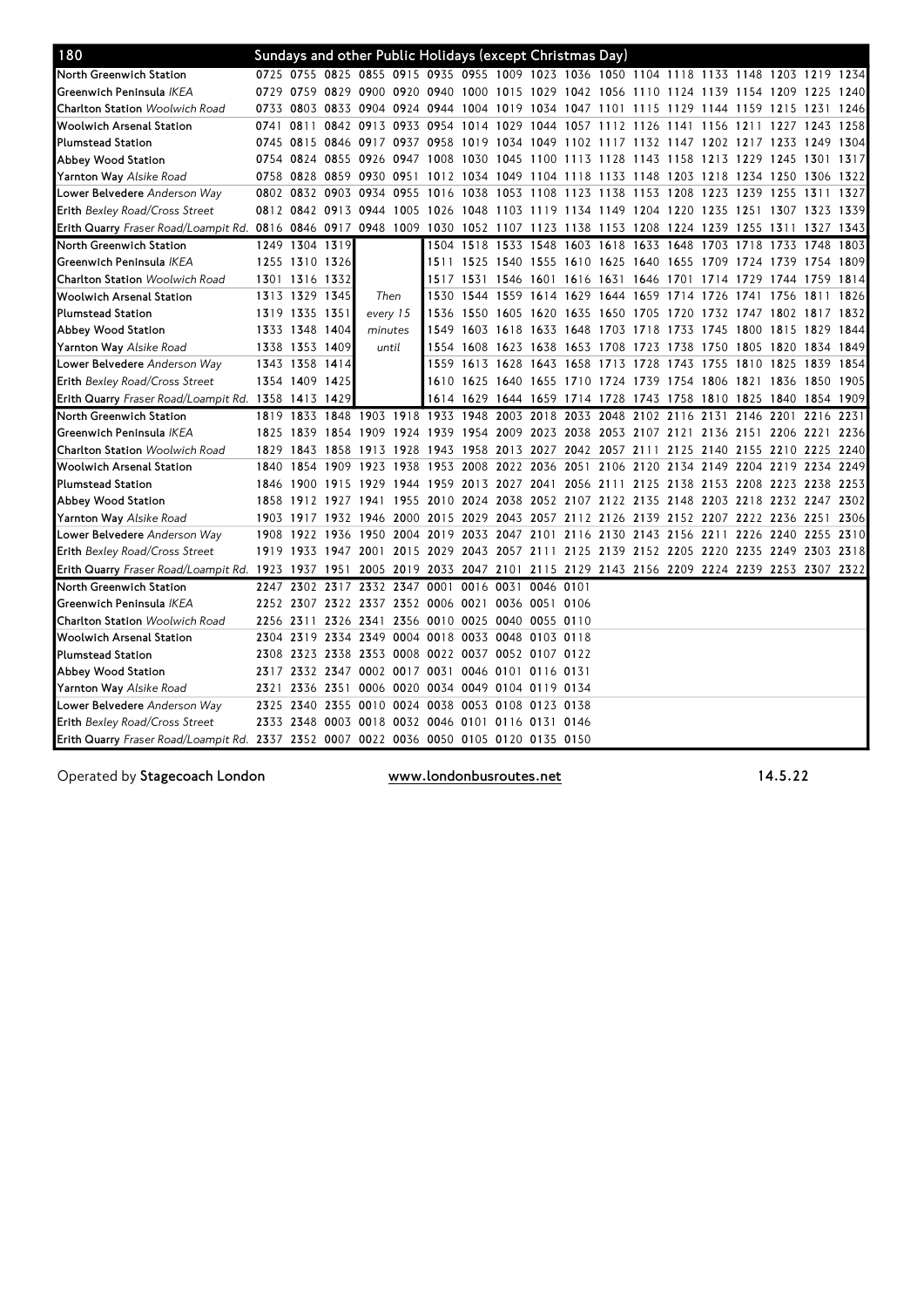# 180 Sundays and other Public Holidays (except Christmas Day)

| | | | | | | | | | | | | | | | | | | |
|---|---|---|---|---|---|---|---|---|---|---|---|---|---|---|---|---|---|---|
| **North Greenwich Station** | 0725 | 0755 | 0825 | 0855 | 0915 | 0935 | 0955 | 1009 | 1023 | 1036 | 1050 | 1104 | 1118 | 1133 | 1148 | 1203 | 1219 | 1234 |
| **Greenwich Peninsula** *IKEA* | 0729 | 0759 | 0829 | 0900 | 0920 | 0940 | 1000 | 1015 | 1029 | 1042 | 1056 | 1110 | 1124 | 1139 | 1154 | 1209 | 1225 | 1240 |
| **Charlton Station** *Woolwich Road* | 0733 | 0803 | 0833 | 0904 | 0924 | 0944 | 1004 | 1019 | 1034 | 1047 | 1101 | 1115 | 1129 | 1144 | 1159 | 1215 | 1231 | 1246 |
| **Woolwich Arsenal Station** | 0741 | 0811 | 0842 | 0913 | 0933 | 0954 | 1014 | 1029 | 1044 | 1057 | 1112 | 1126 | 1141 | 1156 | 1211 | 1227 | 1243 | 1258 |
| **Plumstead Station** | 0745 | 0815 | 0846 | 0917 | 0937 | 0958 | 1019 | 1034 | 1049 | 1102 | 1117 | 1132 | 1147 | 1202 | 1217 | 1233 | 1249 | 1304 |
| **Abbey Wood Station** | 0754 | 0824 | 0855 | 0926 | 0947 | 1008 | 1030 | 1045 | 1100 | 1113 | 1128 | 1143 | 1158 | 1213 | 1229 | 1245 | 1301 | 1317 |
| **Yarnton Way** *Alsike Road* | 0758 | 0828 | 0859 | 0930 | 0951 | 1012 | 1034 | 1049 | 1104 | 1118 | 1133 | 1148 | 1203 | 1218 | 1234 | 1250 | 1306 | 1322 |
| **Lower Belvedere** *Anderson Way* | 0802 | 0832 | 0903 | 0934 | 0955 | 1016 | 1038 | 1053 | 1108 | 1123 | 1138 | 1153 | 1208 | 1223 | 1239 | 1255 | 1311 | 1327 |
| **Erith** *Bexley Road/Cross Street* | 0812 | 0842 | 0913 | 0944 | 1005 | 1026 | 1048 | 1103 | 1119 | 1134 | 1149 | 1204 | 1220 | 1235 | 1251 | 1307 | 1323 | 1339 |
| **Erith Quarry** *Fraser Road/Loampit Rd.* | 0816 | 0846 | 0917 | 0948 | 1009 | 1030 | 1052 | 1107 | 1123 | 1138 | 1153 | 1208 | 1224 | 1239 | 1255 | 1311 | 1327 | 1343 |
| **North Greenwich Station** | 1249 | 1304 | 1319 | Then | | 1504 | 1518 | 1533 | 1548 | 1603 | 1618 | 1633 | 1648 | 1703 | 1718 | 1733 | 1748 | 1803 |
| **Greenwich Peninsula** *IKEA* | 1255 | 1310 | 1326 | every 15 | | 1511 | 1525 | 1540 | 1555 | 1610 | 1625 | 1640 | 1655 | 1709 | 1724 | 1739 | 1754 | 1809 |
| **Charlton Station** *Woolwich Road* | 1301 | 1316 | 1332 | minutes | | 1517 | 1531 | 1546 | 1601 | 1616 | 1631 | 1646 | 1701 | 1714 | 1729 | 1744 | 1759 | 1814 |
| **Woolwich Arsenal Station** | 1313 | 1329 | 1345 | until | | 1530 | 1544 | 1559 | 1614 | 1629 | 1644 | 1659 | 1714 | 1726 | 1741 | 1756 | 1811 | 1826 |
| **Plumstead Station** | 1319 | 1335 | 1351 | | | 1536 | 1550 | 1605 | 1620 | 1635 | 1650 | 1705 | 1720 | 1732 | 1747 | 1802 | 1817 | 1832 |
| **Abbey Wood Station** | 1333 | 1348 | 1404 | | | 1549 | 1603 | 1618 | 1633 | 1648 | 1703 | 1718 | 1733 | 1745 | 1800 | 1815 | 1829 | 1844 |
| **Yarnton Way** *Alsike Road* | 1338 | 1353 | 1409 | | | 1554 | 1608 | 1623 | 1638 | 1653 | 1708 | 1723 | 1738 | 1750 | 1805 | 1820 | 1834 | 1849 |
| **Lower Belvedere** *Anderson Way* | 1343 | 1358 | 1414 | | | 1559 | 1613 | 1628 | 1643 | 1658 | 1713 | 1728 | 1743 | 1755 | 1810 | 1825 | 1839 | 1854 |
| **Erith** *Bexley Road/Cross Street* | 1354 | 1409 | 1425 | | | 1610 | 1625 | 1640 | 1655 | 1710 | 1724 | 1739 | 1754 | 1806 | 1821 | 1836 | 1850 | 1905 |
| **Erith Quarry** *Fraser Road/Loampit Rd.* | 1358 | 1413 | 1429 | | | 1614 | 1629 | 1644 | 1659 | 1714 | 1728 | 1743 | 1758 | 1810 | 1825 | 1840 | 1854 | 1909 |
| **North Greenwich Station** | 1819 | 1833 | 1848 | 1903 | 1918 | 1933 | 1948 | 2003 | 2018 | 2033 | 2048 | 2102 | 2116 | 2131 | 2146 | 2201 | 2216 | 2231 |
| **Greenwich Peninsula** *IKEA* | 1825 | 1839 | 1854 | 1909 | 1924 | 1939 | 1954 | 2009 | 2023 | 2038 | 2053 | 2107 | 2121 | 2136 | 2151 | 2206 | 2221 | 2236 |
| **Charlton Station** *Woolwich Road* | 1829 | 1843 | 1858 | 1913 | 1928 | 1943 | 1958 | 2013 | 2027 | 2042 | 2057 | 2111 | 2125 | 2140 | 2155 | 2210 | 2225 | 2240 |
| **Woolwich Arsenal Station** | 1840 | 1854 | 1909 | 1923 | 1938 | 1953 | 2008 | 2022 | 2036 | 2051 | 2106 | 2120 | 2134 | 2149 | 2204 | 2219 | 2234 | 2249 |
| **Plumstead Station** | 1846 | 1900 | 1915 | 1929 | 1944 | 1959 | 2013 | 2027 | 2041 | 2056 | 2111 | 2125 | 2138 | 2153 | 2208 | 2223 | 2238 | 2253 |
| **Abbey Wood Station** | 1858 | 1912 | 1927 | 1941 | 1955 | 2010 | 2024 | 2038 | 2052 | 2107 | 2122 | 2135 | 2148 | 2203 | 2218 | 2232 | 2247 | 2302 |
| **Yarnton Way** *Alsike Road* | 1903 | 1917 | 1932 | 1946 | 2000 | 2015 | 2029 | 2043 | 2057 | 2112 | 2126 | 2139 | 2152 | 2207 | 2222 | 2236 | 2251 | 2306 |
| **Lower Belvedere** *Anderson Way* | 1908 | 1922 | 1936 | 1950 | 2004 | 2019 | 2033 | 2047 | 2101 | 2116 | 2130 | 2143 | 2156 | 2211 | 2226 | 2240 | 2255 | 2310 |
| **Erith** *Bexley Road/Cross Street* | 1919 | 1933 | 1947 | 2001 | 2015 | 2029 | 2043 | 2057 | 2111 | 2125 | 2139 | 2152 | 2205 | 2220 | 2235 | 2249 | 2303 | 2318 |
| **Erith Quarry** *Fraser Road/Loampit Rd.* | 1923 | 1937 | 1951 | 2005 | 2019 | 2033 | 2047 | 2101 | 2115 | 2129 | 2143 | 2156 | 2209 | 2224 | 2239 | 2253 | 2307 | 2322 |
| **North Greenwich Station** | 2247 | 2302 | 2317 | 2332 | 2347 | 0001 | 0016 | 0031 | 0046 | 0101 | | | | | | | | |
| **Greenwich Peninsula** *IKEA* | 2252 | 2307 | 2322 | 2337 | 2352 | 0006 | 0021 | 0036 | 0051 | 0106 | | | | | | | | |
| **Charlton Station** *Woolwich Road* | 2256 | 2311 | 2326 | 2341 | 2356 | 0010 | 0025 | 0040 | 0055 | 0110 | | | | | | | | |
| **Woolwich Arsenal Station** | 2304 | 2319 | 2334 | 2349 | 0004 | 0018 | 0033 | 0048 | 0103 | 0118 | | | | | | | | |
| **Plumstead Station** | 2308 | 2323 | 2338 | 2353 | 0008 | 0022 | 0037 | 0052 | 0107 | 0122 | | | | | | | | |
| **Abbey Wood Station** | 2317 | 2332 | 2347 | 0002 | 0017 | 0031 | 0046 | 0101 | 0116 | 0131 | | | | | | | | |
| **Yarnton Way** *Alsike Road* | 2321 | 2336 | 2351 | 0006 | 0020 | 0034 | 0049 | 0104 | 0119 | 0134 | | | | | | | | |
| **Lower Belvedere** *Anderson Way* | 2325 | 2340 | 2355 | 0010 | 0024 | 0038 | 0053 | 0108 | 0123 | 0138 | | | | | | | | |
| **Erith** *Bexley Road/Cross Street* | 2333 | 2348 | 0003 | 0018 | 0032 | 0046 | 0101 | 0116 | 0131 | 0146 | | | | | | | | |
| **Erith Quarry** *Fraser Road/Loampit Rd.* | 2337 | 2352 | 0007 | 0022 | 0036 | 0050 | 0105 | 0120 | 0135 | 0150 | | | | | | | | |

Operated by **Stagecoach London** www.londonbusroutes.net 14.5.22